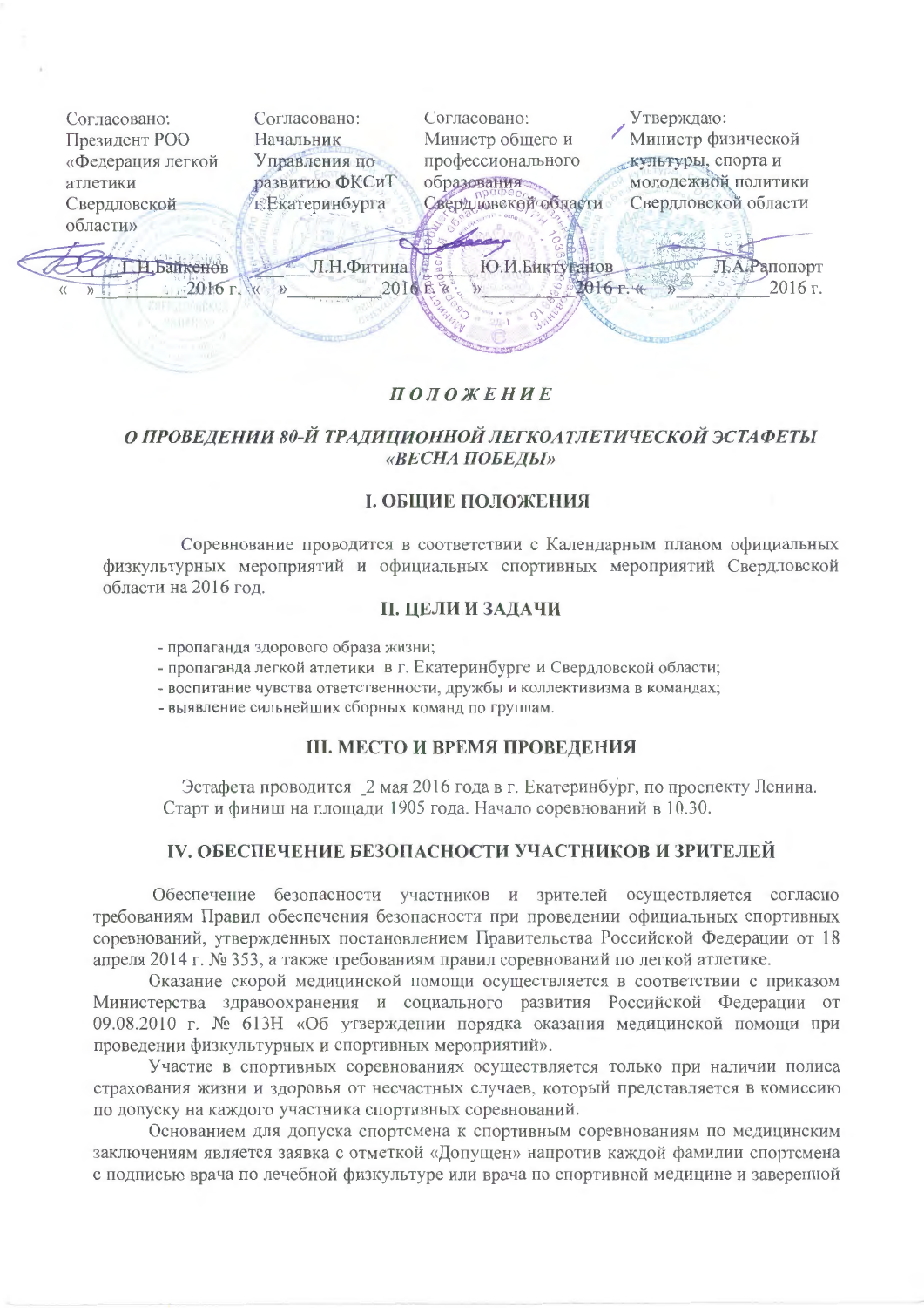| Согласовано: Президент РОО «Федерация легкой атлетики Свердловской области» | Согласовано: Начальник Управления по развитию ФКСиТ г.Екатеринбурга | Согласовано: Министр общего и профессионального образования Свердловской области | Утверждаю: Министр физической культуры, спорта и молодежной политики Свердловской области |
|---|---|---|---|
| _______ Г.Н.Байкенов «___»________2016 г. | _______ Л.Н.Фитина «___»________2016 г. | _______ Ю.И.Биктуганов «___»________2016 г. | _______ Л.А.Рапопорт «___»________2016 г. |

# *ПОЛОЖЕНИЕ*

## *О ПРОВЕДЕНИИ 80-Й ТРАДИЦИОННОЙ ЛЕГКОАТЛЕТИЧЕСКОЙ ЭСТАФЕТЫ «ВЕСНА ПОБЕДЫ»*

## I. ОБЩИЕ ПОЛОЖЕНИЯ

Соревнование проводится в соответствии с Календарным планом официальных физкультурных мероприятий и официальных спортивных мероприятий Свердловской области на 2016 год.

## II. ЦЕЛИ И ЗАДАЧИ

- пропаганда здорового образа жизни;
- пропаганда легкой атлетики в г. Екатеринбурге и Свердловской области;
- воспитание чувства ответственности, дружбы и коллективизма в командах;
- выявление сильнейших сборных команд по группам.

## III. МЕСТО И ВРЕМЯ ПРОВЕДЕНИЯ

Эстафета проводится 2 мая 2016 года в г. Екатеринбург, по проспекту Ленина. Старт и финиш на площади 1905 года. Начало соревнований в 10.30.

## IV. ОБЕСПЕЧЕНИЕ БЕЗОПАСНОСТИ УЧАСТНИКОВ И ЗРИТЕЛЕЙ

Обеспечение безопасности участников и зрителей осуществляется согласно требованиям Правил обеспечения безопасности при проведении официальных спортивных соревнований, утвержденных постановлением Правительства Российской Федерации от 18 апреля 2014 г. № 353, а также требованиям правил соревнований по легкой атлетике.

Оказание скорой медицинской помощи осуществляется в соответствии с приказом Министерства здравоохранения и социального развития Российской Федерации от 09.08.2010 г. № 613Н «Об утверждении порядка оказания медицинской помощи при проведении физкультурных и спортивных мероприятий».

Участие в спортивных соревнованиях осуществляется только при наличии полиса страхования жизни и здоровья от несчастных случаев, который представляется в комиссию по допуску на каждого участника спортивных соревнований.

Основанием для допуска спортсмена к спортивным соревнованиям по медицинским заключениям является заявка с отметкой «Допущен» напротив каждой фамилии спортсмена с подписью врача по лечебной физкультуре или врача по спортивной медицине и заверенной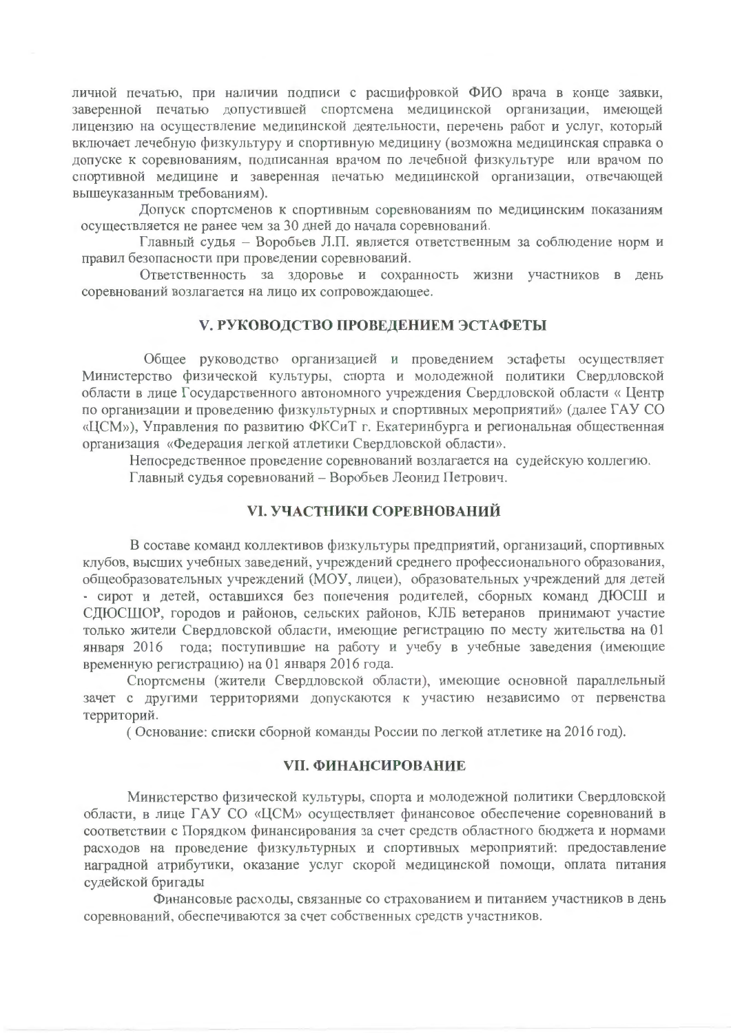личной печатью, при наличии подписи с расшифровкой ФИО врача в конце заявки, заверенной печатью допустившей спортсмена медицинской организации, имеющей лицензию на осуществление медицинской деятельности, перечень работ и услуг, который включает лечебную физкультуру и спортивную медицину (возможна медицинская справка о допуске к соревнованиям, подписанная врачом по лечебной физкультуре или врачом по спортивной медицине и заверенная печатью медицинской организации, отвечающей вышеуказанным требованиям).

Допуск спортсменов к спортивным соревнованиям по медицинским показаниям осуществляется не ранее чем за 30 дней до начала соревнований.

Главный судья – Воробьев Л.П. является ответственным за соблюдение норм и правил безопасности при проведении соревнований.

Ответственность за здоровье и сохранность жизни участников в день соревнований возлагается на лицо их сопровождающее.

## V. РУКОВОДСТВО ПРОВЕДЕНИЕМ ЭСТАФЕТЫ

Общее руководство организацией и проведением эстафеты осуществляет Министерство физической культуры, спорта и молодежной политики Свердловской области в лице Государственного автономного учреждения Свердловской области « Центр по организации и проведению физкультурных и спортивных мероприятий» (далее ГАУ СО «ЦСМ»), Управления по развитию ФКСиТ г. Екатеринбурга и региональная общественная организация «Федерация легкой атлетики Свердловской области».

Непосредственное проведение соревнований возлагается на судейскую коллегию.

Главный судья соревнований – Воробьев Леонид Петрович.

## VI. УЧАСТНИКИ СОРЕВНОВАНИЙ

В составе команд коллективов физкультуры предприятий, организаций, спортивных клубов, высших учебных заведений, учреждений среднего профессионального образования, общеобразовательных учреждений (МОУ, лицеи), образовательных учреждений для детей - сирот и детей, оставшихся без попечения родителей, сборных команд ДЮСШ и СДЮСШОР, городов и районов, сельских районов, КЛБ ветеранов принимают участие только жители Свердловской области, имеющие регистрацию по месту жительства на 01 января 2016 года; поступившие на работу и учебу в учебные заведения (имеющие временную регистрацию) на 01 января 2016 года.

Спортсмены (жители Свердловской области), имеющие основной параллельный зачет с другими территориями допускаются к участию независимо от первенства территорий.

( Основание: списки сборной команды России по легкой атлетике на 2016 год).

## VII. ФИНАНСИРОВАНИЕ

Министерство физической культуры, спорта и молодежной политики Свердловской области, в лице ГАУ СО «ЦСМ» осуществляет финансовое обеспечение соревнований в соответствии с Порядком финансирования за счет средств областного бюджета и нормами расходов на проведение физкультурных и спортивных мероприятий: предоставление наградной атрибутики, оказание услуг скорой медицинской помощи, оплата питания судейской бригады

Финансовые расходы, связанные со страхованием и питанием участников в день соревнований, обеспечиваются за счет собственных средств участников.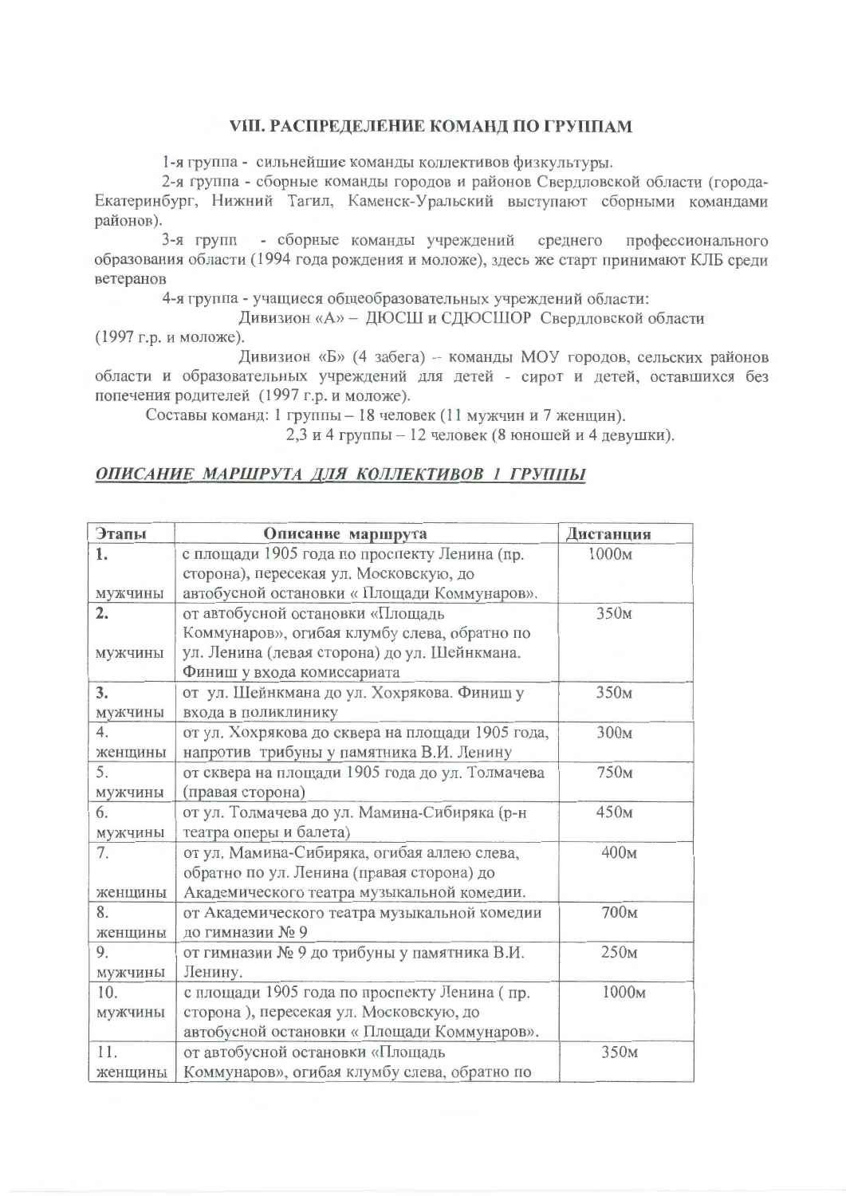## VIII. РАСПРЕДЕЛЕНИЕ КОМАНД ПО ГРУППАМ

1-я группа - сильнейшие команды коллективов физкультуры.

2-я группа - сборные команды городов и районов Свердловской области (города-Екатеринбург, Нижний Тагил, Каменск-Уральский выступают сборными командами районов).

3-я групп - сборные команды учреждений среднего профессионального образования области (1994 года рождения и моложе), здесь же старт принимают КЛБ среди ветеранов

4-я группа - учащиеся общеобразовательных учреждений области:

Дивизион «А» – ДЮСШ и СДЮСШОР Свердловской области (1997 г.р. и моложе).

Дивизион «Б» (4 забега) – команды МОУ городов, сельских районов области и образовательных учреждений для детей - сирот и детей, оставшихся без попечения родителей (1997 г.р. и моложе).

Составы команд: 1 группы – 18 человек (11 мужчин и 7 женщин).

2,3 и 4 группы – 12 человек (8 юношей и 4 девушки).

***ОПИСАНИЕ МАРШРУТА ДЛЯ КОЛЛЕКТИВОВ 1 ГРУППЫ***

| Этапы | Описание маршрута | Дистанция |
|---|---|---|
| 1. мужчины | с площади 1905 года по проспекту Ленина (пр. сторона), пересекая ул. Московскую, до автобусной остановки « Площади Коммунаров». | 1000м |
| 2. мужчины | от автобусной остановки «Площадь Коммунаров», огибая клумбу слева, обратно по ул. Ленина (левая сторона) до ул. Шейнкмана. Финиш у входа комиссариата | 350м |
| 3. мужчины | от ул. Шейнкмана до ул. Хохрякова. Финиш у входа в поликлинику | 350м |
| 4. женщины | от ул. Хохрякова до сквера на площади 1905 года, напротив трибуны у памятника В.И. Ленину | 300м |
| 5. мужчины | от сквера на площади 1905 года до ул. Толмачева (правая сторона) | 750м |
| 6. мужчины | от ул. Толмачева до ул. Мамина-Сибиряка (р-н театра оперы и балета) | 450м |
| 7. женщины | от ул. Мамина-Сибиряка, огибая аллею слева, обратно по ул. Ленина (правая сторона) до Академического театра музыкальной комедии. | 400м |
| 8. женщины | от Академического театра музыкальной комедии до гимназии № 9 | 700м |
| 9. мужчины | от гимназии № 9 до трибуны у памятника В.И. Ленину. | 250м |
| 10. мужчины | с площади 1905 года по проспекту Ленина ( пр. сторона ), пересекая ул. Московскую, до автобусной остановки « Площади Коммунаров». | 1000м |
| 11. женщины | от автобусной остановки «Площадь Коммунаров», огибая клумбу слева, обратно по | 350м |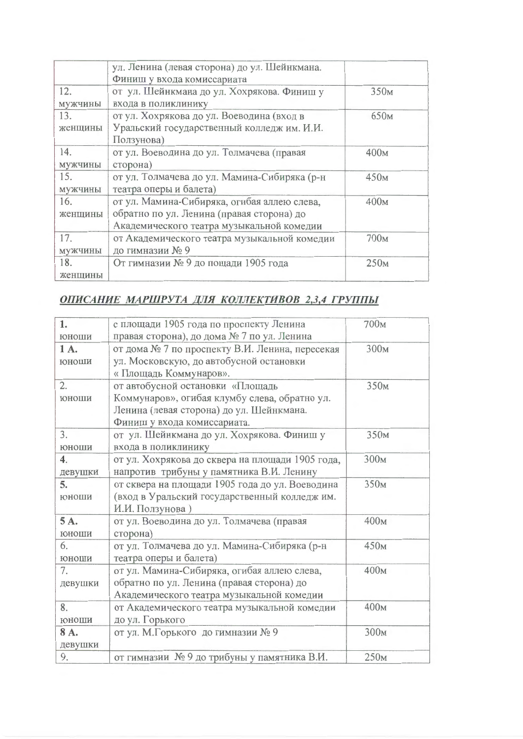|  | ул. Ленина (левая сторона) до ул. Шейнкмана. Финиш у входа комиссариата |  |
|---|---|---|
| 12. мужчины | от ул. Шейнкмана до ул. Хохрякова. Финиш у входа в поликлинику | 350м |
| 13. женщины | от ул. Хохрякова до ул. Воеводина (вход в Уральский государственный колледж им. И.И. Ползунова) | 650м |
| 14. мужчины | от ул. Воеводина до ул. Толмачева (правая сторона) | 400м |
| 15. мужчины | от ул. Толмачева до ул. Мамина-Сибиряка (р-н театра оперы и балета) | 450м |
| 16. женщины | от ул. Мамина-Сибиряка, огибая аллею слева, обратно по ул. Ленина (правая сторона) до Академического театра музыкальной комедии | 400м |
| 17. мужчины | от Академического театра музыкальной комедии до гимназии № 9 | 700м |
| 18. женщины | От гимназии № 9 до пощади 1905 года | 250м |

## ***ОПИСАНИЕ МАРШРУТА ДЛЯ КОЛЛЕКТИВОВ 2,3,4 ГРУППЫ***

| **1.** юноши | с площади 1905 года по проспекту Ленина правая сторона), до дома № 7 по ул. Ленина | 700м |
|---|---|---|
| **1 А.** юноши | от дома № 7 по проспекту В.И. Ленина, пересекая ул. Московскую, до автобусной остановки « Площадь Коммунаров». | 300м |
| 2. юноши | от автобусной остановки «Площадь Коммунаров», огибая клумбу слева, обратно ул. Ленина (левая сторона) до ул. Шейнкмана. Финиш у входа комиссариата. | 350м |
| 3. юноши | от ул. Шейнкмана до ул. Хохрякова. Финиш у входа в поликлинику | 350м |
| **4.** девушки | от ул. Хохрякова до сквера на площади 1905 года, напротив трибуны у памятник В.И. Ленину | 300м |
| **5.** юноши | от сквера на площади 1905 года до ул. Воеводина (вход в Уральский государственный колледж им. И.И. Ползунова ) | 350м |
| **5 А.** юноши | от ул. Воеводина до ул. Толмачева (правая сторона) | 400м |
| 6. юноши | от ул. Толмачева до ул. Мамина-Сибиряка (р-н театра оперы и балета) | 450м |
| 7. девушки | от ул. Мамина-Сибиряка, огибая аллею слева, обратно по ул. Ленина (правая сторона) до Академического театра музыкальной комедии | 400м |
| 8. юноши | от Академического театра музыкальной комедии до ул. Горького | 400м |
| **8 А.** девушки | от ул. М.Горького до гимназии № 9 | 300м |
| 9. | от гимназии № 9 до трибуны у памятника В.И. | 250м |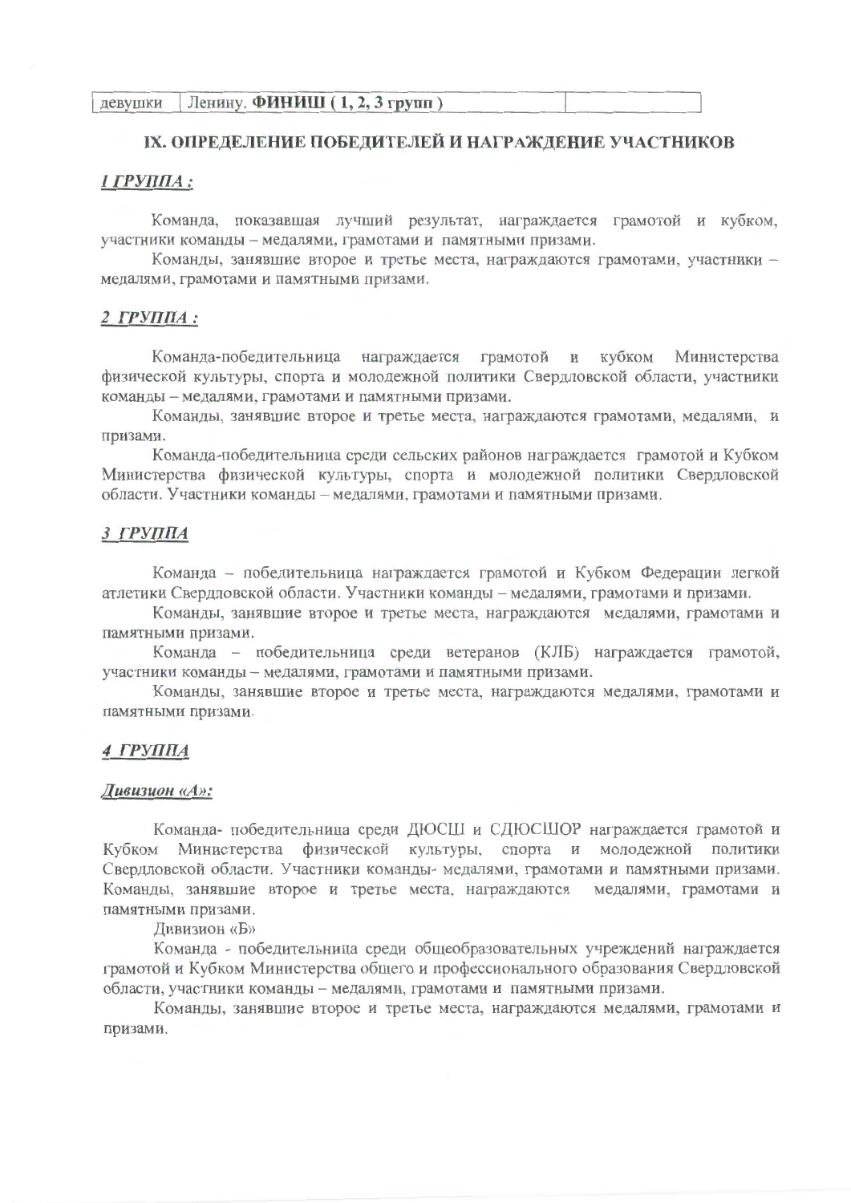| девушки | Ленину. **ФИНИШ ( 1, 2, 3 групп )** | |
|---|---|---|

## IX. ОПРЕДЕЛЕНИЕ ПОБЕДИТЕЛЕЙ И НАГРАЖДЕНИЕ УЧАСТНИКОВ

***1 ГРУППА :***

Команда, показавшая лучший результат, награждается грамотой и кубком, участники команды – медалями, грамотами и памятными призами.

Команды, занявшие второе и третье места, награждаются грамотами, участники – медалями, грамотами и памятными призами.

***2 ГРУППА :***

Команда-победительница награждается грамотой и кубком Министерства физической культуры, спорта и молодежной политики Свердловской области, участники команды – медалями, грамотами и памятными призами.

Команды, занявшие второе и третье места, награждаются грамотами, медалями, и призами.

Команда-победительница среди сельских районов награждается грамотой и Кубком Министерства физической культуры, спорта и молодежной политики Свердловской области. Участники команды – медалями, грамотами и памятными призами.

***3 ГРУППА***

Команда – победительница награждается грамотой и Кубком Федерации легкой атлетики Свердловской области. Участники команды – медалями, грамотами и призами.

Команды, занявшие второе и третье места, награждаются медалями, грамотами и памятными призами.

Команда – победительница среди ветеранов (КЛБ) награждается грамотой, участники команды – медалями, грамотами и памятными призами.

Команды, занявшие второе и третье места, награждаются медалями, грамотами и памятными призами.

***4 ГРУППА***

***Дивизион «А»:***

Команда- победительница среди ДЮСШ и СДЮСШОР награждается грамотой и Кубком Министерства физической культуры, спорта и молодежной политики Свердловской области. Участники команды- медалями, грамотами и памятными призами. Команды, занявшие второе и третье места, награждаются медалями, грамотами и памятными призами.

Дивизион «Б»

Команда - победительница среди общеобразовательных учреждений награждается грамотой и Кубком Министерства общего и профессионального образования Свердловской области, участники команды – медалями, грамотами и памятными призами.

Команды, занявшие второе и третье места, награждаются медалями, грамотами и призами.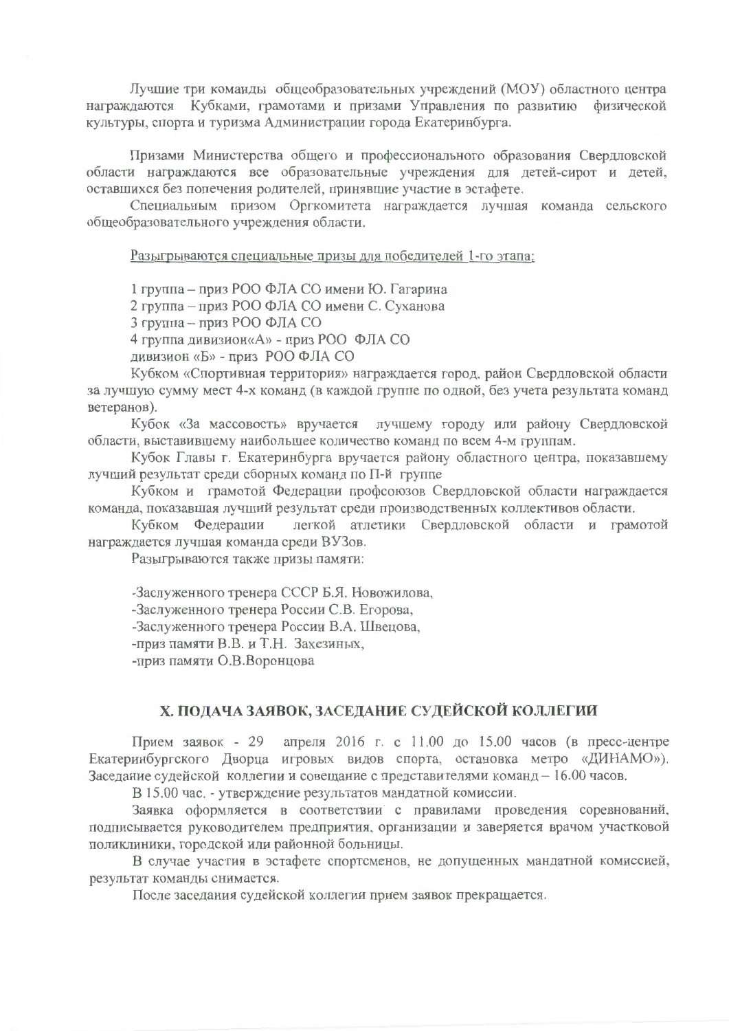Лучшие три команды общеобразовательных учреждений (МОУ) областного центра награждаются Кубками, грамотами и призами Управления по развитию физической культуры, спорта и туризма Администрации города Екатеринбурга.

Призами Министерства общего и профессионального образования Свердловской области награждаются все образовательные учреждения для детей-сирот и детей, оставшихся без попечения родителей, принявшие участие в эстафете.

Специальным призом Оргкомитета награждается лучшая команда сельского общеобразовательного учреждения области.

Разыгрываются специальные призы для победителей 1-го этапа:

1 группа – приз РОО ФЛА СО имени Ю. Гагарина
2 группа – приз РОО ФЛА СО имени С. Суханова
3 группа – приз РОО ФЛА СО
4 группа дивизион«А» - приз РОО ФЛА СО
дивизион «Б» - приз РОО ФЛА СО

Кубком «Спортивная территория» награждается город, район Свердловской области за лучшую сумму мест 4-х команд (в каждой группе по одной, без учета результата команд ветеранов).

Кубок «За массовость» вручается лучшему городу или району Свердловской области, выставившему наибольшее количество команд по всем 4-м группам.

Кубок Главы г. Екатеринбурга вручается району областного центра, показавшему лучший результат среди сборных команд по II-й группе

Кубком и грамотой Федерации профсоюзов Свердловской области награждается команда, показавшая лучший результат среди производственных коллективов области.

Кубком Федерации легкой атлетики Свердловской области и грамотой награждается лучшая команда среди ВУЗов.

Разыгрываются также призы памяти:

-Заслуженного тренера СССР Б.Я. Новожилова,
-Заслуженного тренера России С.В. Егорова,
-Заслуженного тренера России В.А. Швецова,
-приз памяти В.В. и Т.Н. Захезиных,
-приз памяти О.В.Воронцова

## X. ПОДАЧА ЗАЯВОК, ЗАСЕДАНИЕ СУДЕЙСКОЙ КОЛЛЕГИИ

Прием заявок - 29 апреля 2016 г. с 11.00 до 15.00 часов (в пресс-центре Екатеринбургского Дворца игровых видов спорта, остановка метро «ДИНАМО»). Заседание судейской коллегии и совещание с представителями команд – 16.00 часов.

В 15.00 час. - утверждение результатов мандатной комиссии.

Заявка оформляется в соответствии с правилами проведения соревнований, подписывается руководителем предприятия, организации и заверяется врачом участковой поликлиники, городской или районной больницы.

В случае участия в эстафете спортсменов, не допущенных мандатной комиссией, результат команды снимается.

После заседания судейской коллегии прием заявок прекращается.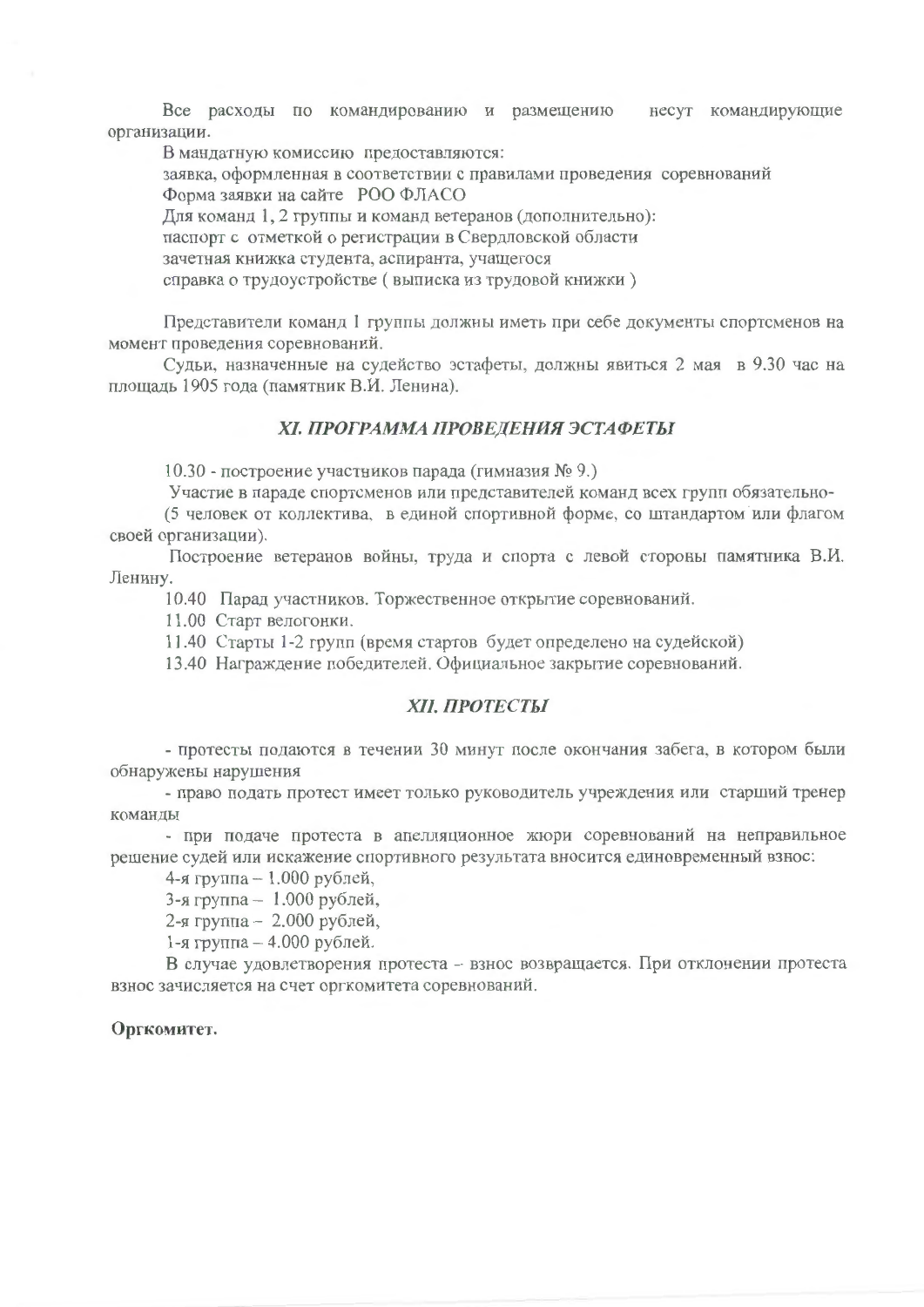Все расходы по командированию и размещению несут командирующие организации.

В мандатную комиссию предоставляются:

заявка, оформленная в соответствии с правилами проведения соревнований

Форма заявки на сайте РОО ФЛАСО

Для команд 1, 2 группы и команд ветеранов (дополнительно):

паспорт с отметкой о регистрации в Свердловской области

зачетная книжка студента, аспиранта, учащегося

справка о трудоустройстве ( выписка из трудовой книжки )

Представители команд 1 группы должны иметь при себе документы спортсменов на момент проведения соревнований.

Судьи, назначенные на судейство эстафеты, должны явиться 2 мая в 9.30 час на площадь 1905 года (памятник В.И. Ленина).

## *XI. ПРОГРАММА ПРОВЕДЕНИЯ ЭСТАФЕТЫ*

10.30 - построение участников парада (гимназия № 9.)

Участие в параде спортсменов или представителей команд всех групп обязательно-

(5 человек от коллектива, в единой спортивной форме, со штандартом или флагом своей организации).

Построение ветеранов войны, труда и спорта с левой стороны памятника В.И. Ленину.

10.40 Парад участников. Торжественное открытие соревнований.

11.00 Старт велогонки.

11.40 Старты 1-2 групп (время стартов будет определено на судейской)

13.40 Награждение победителей. Официальное закрытие соревнований.

## *XII. ПРОТЕСТЫ*

- протесты подаются в течении 30 минут после окончания забега, в котором были обнаружены нарушения

- право подать протест имеет только руководитель учреждения или старший тренер команды

- при подаче протеста в апелляционное жюри соревнований на неправильное решение судей или искажение спортивного результата вносится единовременный взнос:

4-я группа – 1.000 рублей,

3-я группа – 1.000 рублей,

2-я группа – 2.000 рублей,

1-я группа – 4.000 рублей.

В случае удовлетворения протеста – взнос возвращается. При отклонении протеста взнос зачисляется на счет оргкомитета соревнований.

**Оргкомитет.**